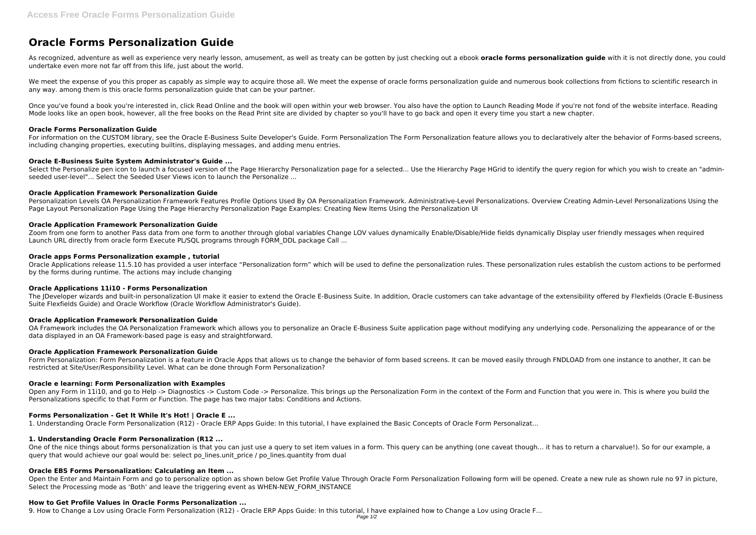# Oracle Forms Personalization Guide

As recognized, adventure as well as experience very nearly lesson, amusement, as well as treaty can be gotten by just checking out a ebook **oracle forms personalization guide** with it is not directly done, you could undertake even more not far off from this life, just about the world.

We meet the expense of you this proper as capably as simple way to acquire those all. We meet the expense of oracle forms personalization guide and numerous book collections from fictions to scientific research in any way. among them is this oracle forms personalization guide that can be your partner.

Once you've found a book you're interested in, click Read Online and the book will open within your web browser. You also have the option to Launch Reading Mode if you're not fond of the website interface. Reading Mode looks like an open book, however, all the free books on the Read Print site are divided by chapter so you'll have to go back and open it every time you start a new chapter.

### Oracle Forms Personalization Guide

For information on the CUSTOM library, see the Oracle E-Business Suite Developer's Guide. Form Personalization The Form Personalization feature allows you to declaratively alter the behavior of Forms-based screens, including changing properties, executing builtins, displaying messages, and adding menu entries.

### Oracle E-Business Suite System Administrator's Guide ...

Select the Personalize pen icon to launch a focused version of the Page Hierarchy Personalization page for a selected... Use the Hierarchy Page HGrid to identify the query region for which you wish to create an "admin-seeded user-level"... Select the Seeded User Views icon to launch the Personalize ...

### Oracle Application Framework Personalization Guide

Personalization Levels OA Personalization Framework Features Profile Options Used By OA Personalization Framework. Administrative-Level Personalizations. Overview Creating Admin-Level Personalizations Using the Page Layout Personalization Page Using the Page Hierarchy Personalization Page Examples: Creating New Items Using the Personalization UI

### Oracle Application Framework Personalization Guide

Zoom from one form to another Pass data from one form to another through global variables Change LOV values dynamically Enable/Disable/Hide fields dynamically Display user friendly messages when required Launch URL directly from oracle form Execute PL/SQL programs through FORM_DDL package Call ...

### Oracle apps Forms Personalization example , tutorial

Oracle Applications release 11.5.10 has provided a user interface "Personalization form" which will be used to define the personalization rules. These personalization rules establish the custom actions to be performed by the forms during runtime. The actions may include changing

### Oracle Applications 11i10 - Forms Personalization

The JDeveloper wizards and built-in personalization UI make it easier to extend the Oracle E-Business Suite. In addition, Oracle customers can take advantage of the extensibility offered by Flexfields (Oracle E-Business Suite Flexfields Guide) and Oracle Workflow (Oracle Workflow Administrator's Guide).

### Oracle Application Framework Personalization Guide

OA Framework includes the OA Personalization Framework which allows you to personalize an Oracle E-Business Suite application page without modifying any underlying code. Personalizing the appearance of or the data displayed in an OA Framework-based page is easy and straightforward.

### Oracle Application Framework Personalization Guide

Form Personalization: Form Personalization is a feature in Oracle Apps that allows us to change the behavior of form based screens. It can be moved easily through FNDLOAD from one instance to another, It can be restricted at Site/User/Responsibility Level. What can be done through Form Personalization?

### Oracle e learning: Form Personalization with Examples

Open any Form in 11i10, and go to Help -> Diagnostics -> Custom Code -> Personalize. This brings up the Personalization Form in the context of the Form and Function that you were in. This is where you build the Personalizations specific to that Form or Function. The page has two major tabs: Conditions and Actions.

### Forms Personalization - Get It While It's Hot! | Oracle E ...

1. Understanding Oracle Form Personalization (R12) - Oracle ERP Apps Guide: In this tutorial, I have explained the Basic Concepts of Oracle Form Personalizat...

### 1. Understanding Oracle Form Personalization (R12 ...

One of the nice things about forms personalization is that you can just use a query to set item values in a form. This query can be anything (one caveat though... it has to return a charvalue!). So for our example, a query that would achieve our goal would be: select po_lines.unit_price / po_lines.quantity from dual

### Oracle EBS Forms Personalization: Calculating an Item ...

Open the Enter and Maintain Form and go to personalize option as shown below Get Profile Value Through Oracle Form Personalization Following form will be opened. Create a new rule as shown rule no 97 in picture, Select the Processing mode as 'Both' and leave the triggering event as WHEN-NEW_FORM_INSTANCE

### How to Get Profile Values in Oracle Forms Personalization ...

9. How to Change a Lov using Oracle Form Personalization (R12) - Oracle ERP Apps Guide: In this tutorial, I have explained how to Change a Lov using Oracle F...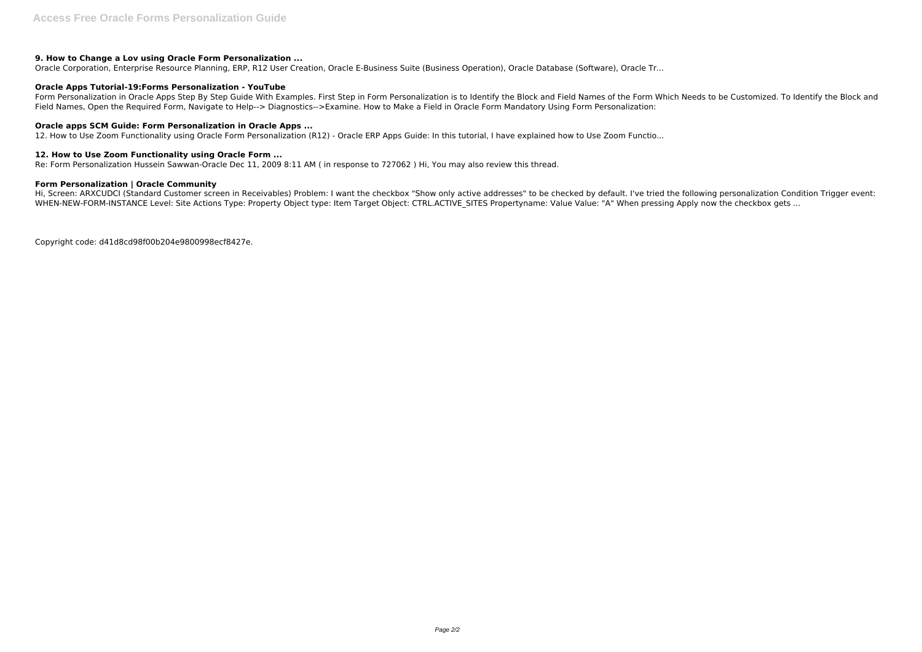#### 9. How to Change a Lov using Oracle Form Personalization ...

Oracle Corporation, Enterprise Resource Planning, ERP, R12 User Creation, Oracle E-Business Suite (Business Operation), Oracle Database (Software), Oracle Tr...

#### Oracle Apps Tutorial-19:Forms Personalization - YouTube

Form Personalization in Oracle Apps Step By Step Guide With Examples. First Step in Form Personalization is to Identify the Block and Field Names of the Form Which Needs to be Customized. To Identify the Block and Field Names, Open the Required Form, Navigate to Help--> Diagnostics-->Examine. How to Make a Field in Oracle Form Mandatory Using Form Personalization:

#### Oracle apps SCM Guide: Form Personalization in Oracle Apps ...

12. How to Use Zoom Functionality using Oracle Form Personalization (R12) - Oracle ERP Apps Guide: In this tutorial, I have explained how to Use Zoom Functio...

#### 12. How to Use Zoom Functionality using Oracle Form ...

Re: Form Personalization Hussein Sawwan-Oracle Dec 11, 2009 8:11 AM ( in response to 727062 ) Hi, You may also review this thread.

#### Form Personalization | Oracle Community

Hi, Screen: ARXCUDCI (Standard Customer screen in Receivables) Problem: I want the checkbox "Show only active addresses" to be checked by default. I've tried the following personalization Condition Trigger event: WHEN-NEW-FORM-INSTANCE Level: Site Actions Type: Property Object type: Item Target Object: CTRL.ACTIVE_SITES Propertyname: Value Value: "A" When pressing Apply now the checkbox gets ...

Copyright code: d41d8cd98f00b204e9800998ecf8427e.